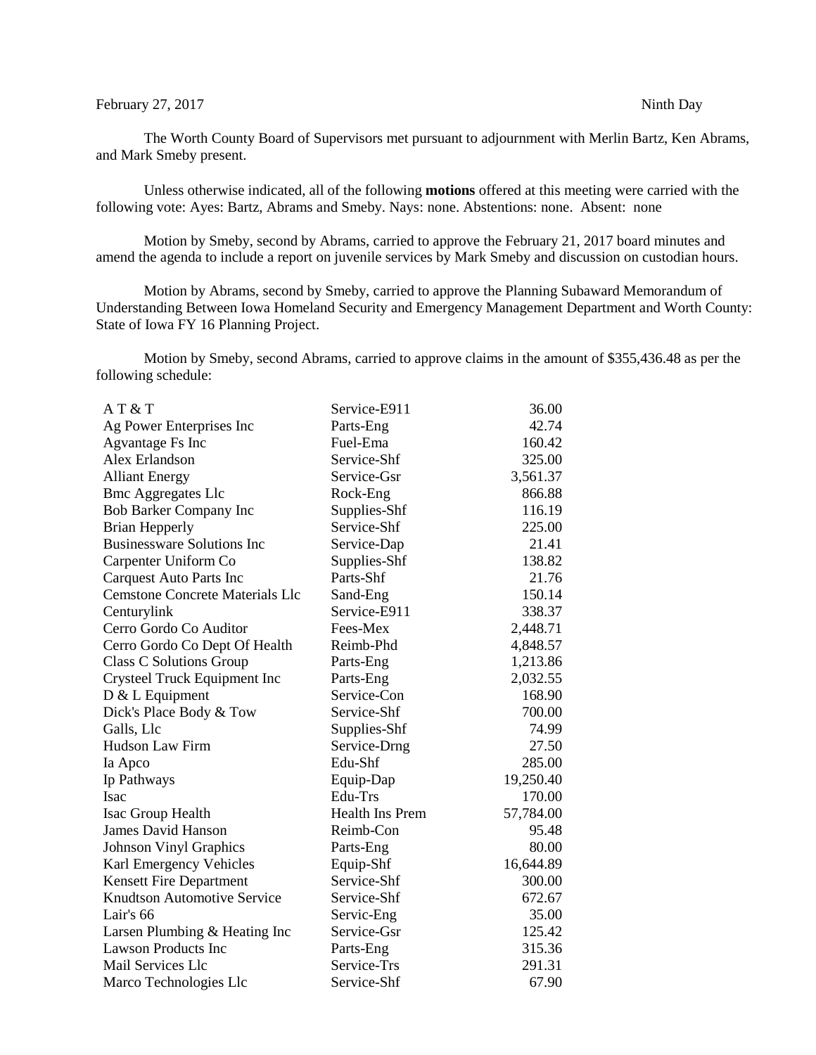February 27, 2017 Ninth Day

The Worth County Board of Supervisors met pursuant to adjournment with Merlin Bartz, Ken Abrams, and Mark Smeby present.

Unless otherwise indicated, all of the following **motions** offered at this meeting were carried with the following vote: Ayes: Bartz, Abrams and Smeby. Nays: none. Abstentions: none. Absent: none

Motion by Smeby, second by Abrams, carried to approve the February 21, 2017 board minutes and amend the agenda to include a report on juvenile services by Mark Smeby and discussion on custodian hours.

Motion by Abrams, second by Smeby, carried to approve the Planning Subaward Memorandum of Understanding Between Iowa Homeland Security and Emergency Management Department and Worth County: State of Iowa FY 16 Planning Project.

Motion by Smeby, second Abrams, carried to approve claims in the amount of $355,436.48 as per the following schedule:

| | | |
|---|---|---|
| A T & T | Service-E911 | 36.00 |
| Ag Power Enterprises Inc | Parts-Eng | 42.74 |
| Agvantage Fs Inc | Fuel-Ema | 160.42 |
| Alex Erlandson | Service-Shf | 325.00 |
| Alliant Energy | Service-Gsr | 3,561.37 |
| Bmc Aggregates Llc | Rock-Eng | 866.88 |
| Bob Barker Company Inc | Supplies-Shf | 116.19 |
| Brian Hepperly | Service-Shf | 225.00 |
| Businessware Solutions Inc | Service-Dap | 21.41 |
| Carpenter Uniform Co | Supplies-Shf | 138.82 |
| Carquest Auto Parts Inc | Parts-Shf | 21.76 |
| Cemstone Concrete Materials Llc | Sand-Eng | 150.14 |
| Centurylink | Service-E911 | 338.37 |
| Cerro Gordo Co Auditor | Fees-Mex | 2,448.71 |
| Cerro Gordo Co Dept Of Health | Reimb-Phd | 4,848.57 |
| Class C Solutions Group | Parts-Eng | 1,213.86 |
| Crysteel Truck Equipment Inc | Parts-Eng | 2,032.55 |
| D & L Equipment | Service-Con | 168.90 |
| Dick's Place Body & Tow | Service-Shf | 700.00 |
| Galls, Llc | Supplies-Shf | 74.99 |
| Hudson Law Firm | Service-Drng | 27.50 |
| Ia Apco | Edu-Shf | 285.00 |
| Ip Pathways | Equip-Dap | 19,250.40 |
| Isac | Edu-Trs | 170.00 |
| Isac Group Health | Health Ins Prem | 57,784.00 |
| James David Hanson | Reimb-Con | 95.48 |
| Johnson Vinyl Graphics | Parts-Eng | 80.00 |
| Karl Emergency Vehicles | Equip-Shf | 16,644.89 |
| Kensett Fire Department | Service-Shf | 300.00 |
| Knudtson Automotive Service | Service-Shf | 672.67 |
| Lair's 66 | Servic-Eng | 35.00 |
| Larsen Plumbing & Heating Inc | Service-Gsr | 125.42 |
| Lawson Products Inc | Parts-Eng | 315.36 |
| Mail Services Llc | Service-Trs | 291.31 |
| Marco Technologies Llc | Service-Shf | 67.90 |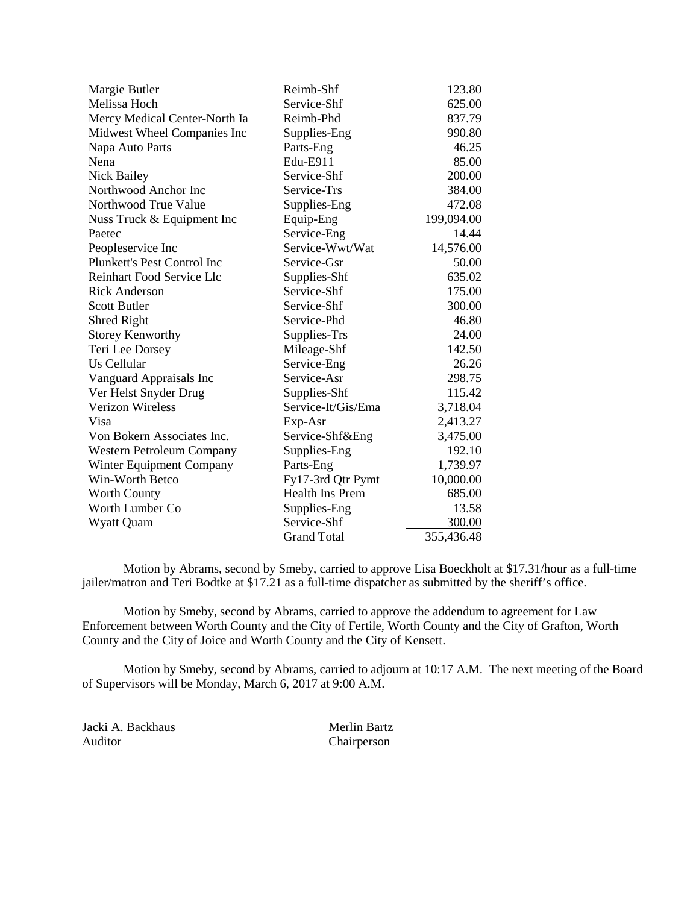| | | |
|---|---|---|
| Margie Butler | Reimb-Shf | 123.80 |
| Melissa Hoch | Service-Shf | 625.00 |
| Mercy Medical Center-North Ia | Reimb-Phd | 837.79 |
| Midwest Wheel Companies Inc | Supplies-Eng | 990.80 |
| Napa Auto Parts | Parts-Eng | 46.25 |
| Nena | Edu-E911 | 85.00 |
| Nick Bailey | Service-Shf | 200.00 |
| Northwood Anchor Inc | Service-Trs | 384.00 |
| Northwood True Value | Supplies-Eng | 472.08 |
| Nuss Truck & Equipment Inc | Equip-Eng | 199,094.00 |
| Paetec | Service-Eng | 14.44 |
| Peopleservice Inc | Service-Wwt/Wat | 14,576.00 |
| Plunkett's Pest Control Inc | Service-Gsr | 50.00 |
| Reinhart Food Service Llc | Supplies-Shf | 635.02 |
| Rick Anderson | Service-Shf | 175.00 |
| Scott Butler | Service-Shf | 300.00 |
| Shred Right | Service-Phd | 46.80 |
| Storey Kenworthy | Supplies-Trs | 24.00 |
| Teri Lee Dorsey | Mileage-Shf | 142.50 |
| Us Cellular | Service-Eng | 26.26 |
| Vanguard Appraisals Inc | Service-Asr | 298.75 |
| Ver Helst Snyder Drug | Supplies-Shf | 115.42 |
| Verizon Wireless | Service-It/Gis/Ema | 3,718.04 |
| Visa | Exp-Asr | 2,413.27 |
| Von Bokern Associates Inc. | Service-Shf&Eng | 3,475.00 |
| Western Petroleum Company | Supplies-Eng | 192.10 |
| Winter Equipment Company | Parts-Eng | 1,739.97 |
| Win-Worth Betco | Fy17-3rd Qtr Pymt | 10,000.00 |
| Worth County | Health Ins Prem | 685.00 |
| Worth Lumber Co | Supplies-Eng | 13.58 |
| Wyatt Quam | Service-Shf | 300.00 |
| | Grand Total | 355,436.48 |

Motion by Abrams, second by Smeby, carried to approve Lisa Boeckholt at $17.31/hour as a full-time jailer/matron and Teri Bodtke at $17.21 as a full-time dispatcher as submitted by the sheriff's office.

Motion by Smeby, second by Abrams, carried to approve the addendum to agreement for Law Enforcement between Worth County and the City of Fertile, Worth County and the City of Grafton, Worth County and the City of Joice and Worth County and the City of Kensett.

Motion by Smeby, second by Abrams, carried to adjourn at 10:17 A.M. The next meeting of the Board of Supervisors will be Monday, March 6, 2017 at 9:00 A.M.

Jacki A. Backhaus
Auditor

Merlin Bartz
Chairperson